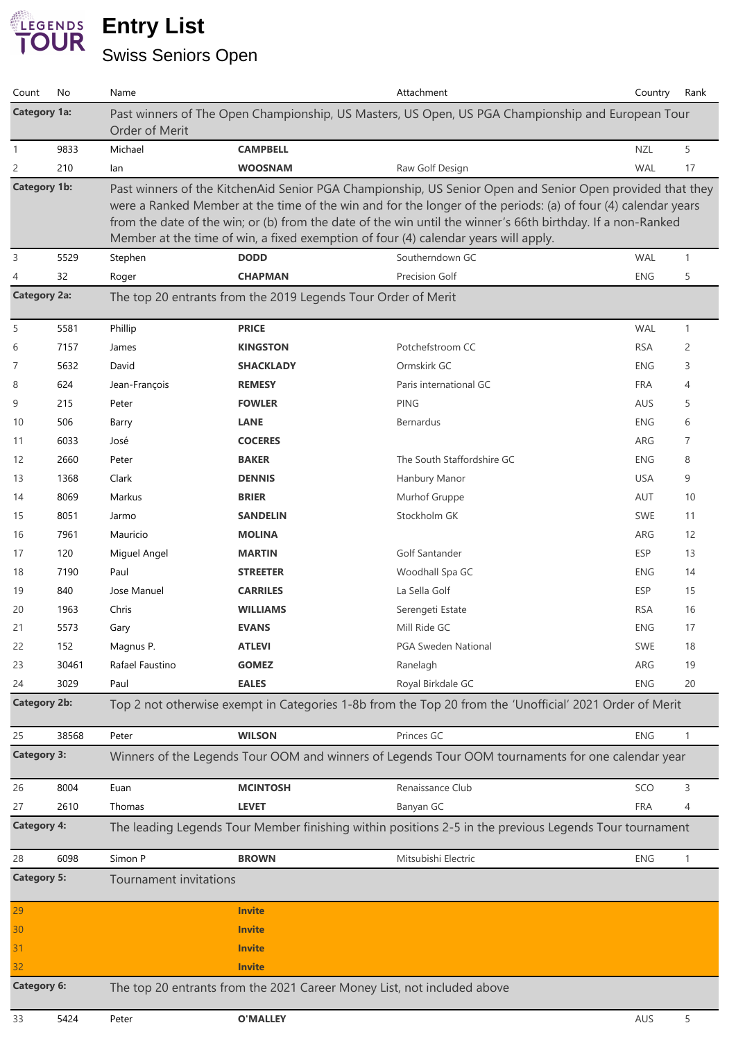# Entry List

## Swiss Seniors Open

| Count | No | Name | | Attachment | Country | Rank |
|---|---|---|---|---|---|---|
| **Category 1a:** | | Past winners of The Open Championship, US Masters, US Open, US PGA Championship and European Tour Order of Merit | | | | |
| 1 | 9833 | Michael | **CAMPBELL** | | NZL | 5 |
| 2 | 210 | Ian | **WOOSNAM** | Raw Golf Design | WAL | 17 |
| **Category 1b:** | | Past winners of the KitchenAid Senior PGA Championship, US Senior Open and Senior Open provided that they were a Ranked Member at the time of the win and for the longer of the periods: (a) of four (4) calendar years from the date of the win; or (b) from the date of the win until the winner's 66th birthday. If a non-Ranked Member at the time of win, a fixed exemption of four (4) calendar years will apply. | | | | |
| 3 | 5529 | Stephen | **DODD** | Southerndown GC | WAL | 1 |
| 4 | 32 | Roger | **CHAPMAN** | Precision Golf | ENG | 5 |
| **Category 2a:** | | The top 20 entrants from the 2019 Legends Tour Order of Merit | | | | |
| 5 | 5581 | Phillip | **PRICE** | | WAL | 1 |
| 6 | 7157 | James | **KINGSTON** | Potchefstroom CC | RSA | 2 |
| 7 | 5632 | David | **SHACKLADY** | Ormskirk GC | ENG | 3 |
| 8 | 624 | Jean-François | **REMESY** | Paris international GC | FRA | 4 |
| 9 | 215 | Peter | **FOWLER** | PING | AUS | 5 |
| 10 | 506 | Barry | **LANE** | Bernardus | ENG | 6 |
| 11 | 6033 | José | **COCERES** | | ARG | 7 |
| 12 | 2660 | Peter | **BAKER** | The South Staffordshire GC | ENG | 8 |
| 13 | 1368 | Clark | **DENNIS** | Hanbury Manor | USA | 9 |
| 14 | 8069 | Markus | **BRIER** | Murhof Gruppe | AUT | 10 |
| 15 | 8051 | Jarmo | **SANDELIN** | Stockholm GK | SWE | 11 |
| 16 | 7961 | Mauricio | **MOLINA** | | ARG | 12 |
| 17 | 120 | Miguel Angel | **MARTIN** | Golf Santander | ESP | 13 |
| 18 | 7190 | Paul | **STREETER** | Woodhall Spa GC | ENG | 14 |
| 19 | 840 | Jose Manuel | **CARRILES** | La Sella Golf | ESP | 15 |
| 20 | 1963 | Chris | **WILLIAMS** | Serengeti Estate | RSA | 16 |
| 21 | 5573 | Gary | **EVANS** | Mill Ride GC | ENG | 17 |
| 22 | 152 | Magnus P. | **ATLEVI** | PGA Sweden National | SWE | 18 |
| 23 | 30461 | Rafael Faustino | **GOMEZ** | Ranelagh | ARG | 19 |
| 24 | 3029 | Paul | **EALES** | Royal Birkdale GC | ENG | 20 |
| **Category 2b:** | | Top 2 not otherwise exempt in Categories 1-8b from the Top 20 from the 'Unofficial' 2021 Order of Merit | | | | |
| 25 | 38568 | Peter | **WILSON** | Princes GC | ENG | 1 |
| **Category 3:** | | Winners of the Legends Tour OOM and winners of Legends Tour OOM tournaments for one calendar year | | | | |
| 26 | 8004 | Euan | **MCINTOSH** | Renaissance Club | SCO | 3 |
| 27 | 2610 | Thomas | **LEVET** | Banyan GC | FRA | 4 |
| **Category 4:** | | The leading Legends Tour Member finishing within positions 2-5 in the previous Legends Tour tournament | | | | |
| 28 | 6098 | Simon P | **BROWN** | Mitsubishi Electric | ENG | 1 |
| **Category 5:** | | Tournament invitations | | | | |
| 29 | | | **Invite** | | | |
| 30 | | | **Invite** | | | |
| 31 | | | **Invite** | | | |
| 32 | | | **Invite** | | | |
| **Category 6:** | | The top 20 entrants from the 2021 Career Money List, not included above | | | | |
| 33 | 5424 | Peter | **O'MALLEY** | | AUS | 5 |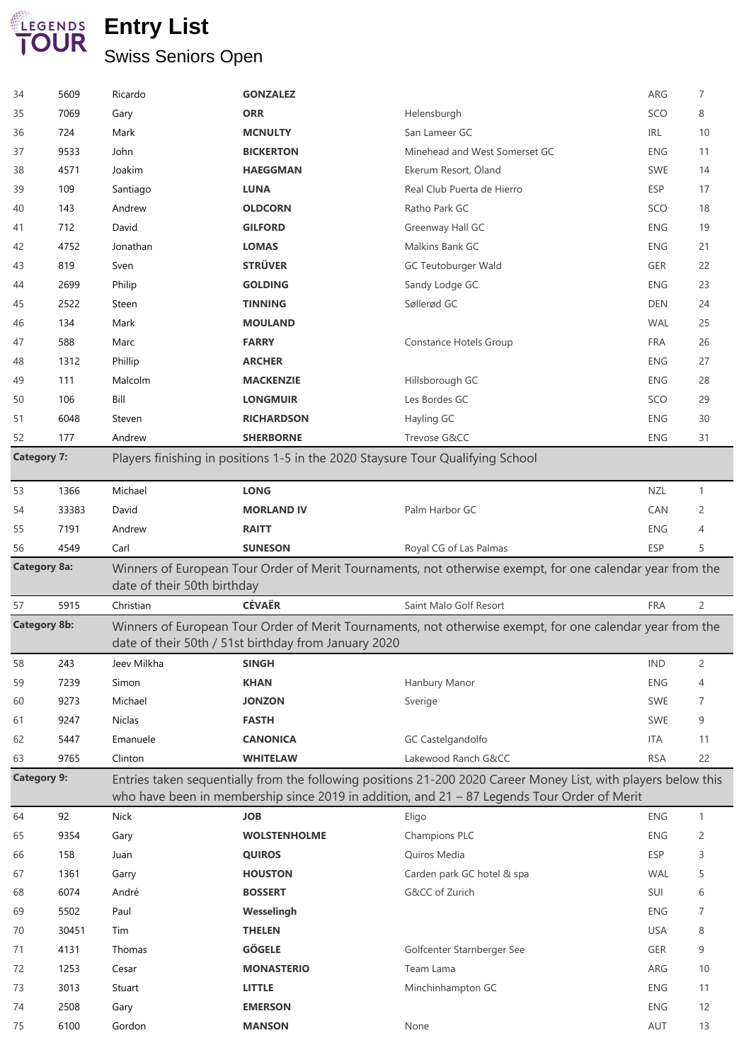# Entry List

## Swiss Seniors Open

| | | | | | | |
|---|---|---|---|---|---|---|
| 34 | 5609 | Ricardo | **GONZALEZ** | | ARG | 7 |
| 35 | 7069 | Gary | **ORR** | Helensburgh | SCO | 8 |
| 36 | 724 | Mark | **MCNULTY** | San Lameer GC | IRL | 10 |
| 37 | 9533 | John | **BICKERTON** | Minehead and West Somerset GC | ENG | 11 |
| 38 | 4571 | Joakim | **HAEGGMAN** | Ekerum Resort, Öland | SWE | 14 |
| 39 | 109 | Santiago | **LUNA** | Real Club Puerta de Hierro | ESP | 17 |
| 40 | 143 | Andrew | **OLDCORN** | Ratho Park GC | SCO | 18 |
| 41 | 712 | David | **GILFORD** | Greenway Hall GC | ENG | 19 |
| 42 | 4752 | Jonathan | **LOMAS** | Malkins Bank GC | ENG | 21 |
| 43 | 819 | Sven | **STRÜVER** | GC Teutoburger Wald | GER | 22 |
| 44 | 2699 | Philip | **GOLDING** | Sandy Lodge GC | ENG | 23 |
| 45 | 2522 | Steen | **TINNING** | Søllerød GC | DEN | 24 |
| 46 | 134 | Mark | **MOULAND** | | WAL | 25 |
| 47 | 588 | Marc | **FARRY** | Constance Hotels Group | FRA | 26 |
| 48 | 1312 | Phillip | **ARCHER** | | ENG | 27 |
| 49 | 111 | Malcolm | **MACKENZIE** | Hillsborough GC | ENG | 28 |
| 50 | 106 | Bill | **LONGMUIR** | Les Bordes GC | SCO | 29 |
| 51 | 6048 | Steven | **RICHARDSON** | Hayling GC | ENG | 30 |
| 52 | 177 | Andrew | **SHERBORNE** | Trevose G&CC | ENG | 31 |
| **Category 7:** | Players finishing in positions 1-5 in the 2020 Staysure Tour Qualifying School | | | | | |
| 53 | 1366 | Michael | **LONG** | | NZL | 1 |
| 54 | 33383 | David | **MORLAND IV** | Palm Harbor GC | CAN | 2 |
| 55 | 7191 | Andrew | **RAITT** | | ENG | 4 |
| 56 | 4549 | Carl | **SUNESON** | Royal CG of Las Palmas | ESP | 5 |
| **Category 8a:** | Winners of European Tour Order of Merit Tournaments, not otherwise exempt, for one calendar year from the date of their 50th birthday | | | | | |
| 57 | 5915 | Christian | **CÉVAËR** | Saint Malo Golf Resort | FRA | 2 |
| **Category 8b:** | Winners of European Tour Order of Merit Tournaments, not otherwise exempt, for one calendar year from the date of their 50th / 51st birthday from January 2020 | | | | | |
| 58 | 243 | Jeev Milkha | **SINGH** | | IND | 2 |
| 59 | 7239 | Simon | **KHAN** | Hanbury Manor | ENG | 4 |
| 60 | 9273 | Michael | **JONZON** | Sverige | SWE | 7 |
| 61 | 9247 | Niclas | **FASTH** | | SWE | 9 |
| 62 | 5447 | Emanuele | **CANONICA** | GC Castelgandolfo | ITA | 11 |
| 63 | 9765 | Clinton | **WHITELAW** | Lakewood Ranch G&CC | RSA | 22 |
| **Category 9:** | Entries taken sequentially from the following positions 21-200 2020 Career Money List, with players below this who have been in membership since 2019 in addition, and 21 – 87 Legends Tour Order of Merit | | | | | |
| 64 | 92 | Nick | **JOB** | Eligo | ENG | 1 |
| 65 | 9354 | Gary | **WOLSTENHOLME** | Champions PLC | ENG | 2 |
| 66 | 158 | Juan | **QUIROS** | Quiros Media | ESP | 3 |
| 67 | 1361 | Garry | **HOUSTON** | Carden park GC hotel & spa | WAL | 5 |
| 68 | 6074 | André | **BOSSERT** | G&CC of Zurich | SUI | 6 |
| 69 | 5502 | Paul | **Wesselingh** | | ENG | 7 |
| 70 | 30451 | Tim | **THELEN** | | USA | 8 |
| 71 | 4131 | Thomas | **GÖGELE** | Golfcenter Starnberger See | GER | 9 |
| 72 | 1253 | Cesar | **MONASTERIO** | Team Lama | ARG | 10 |
| 73 | 3013 | Stuart | **LITTLE** | Minchinhampton GC | ENG | 11 |
| 74 | 2508 | Gary | **EMERSON** | | ENG | 12 |
| 75 | 6100 | Gordon | **MANSON** | None | AUT | 13 |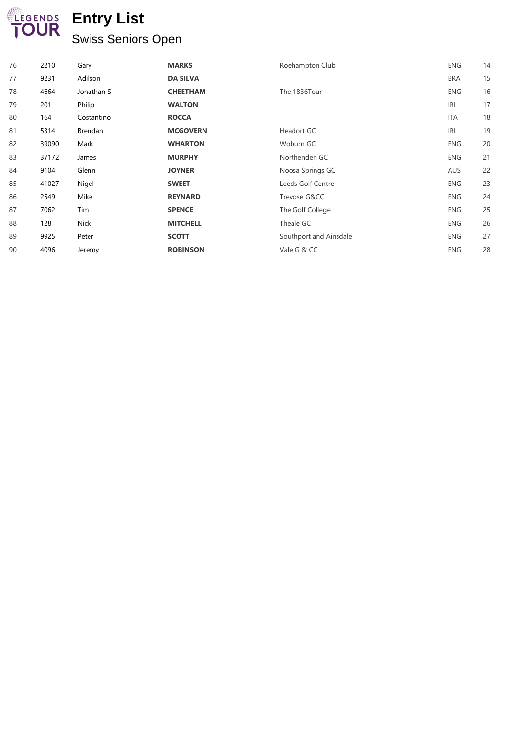# Entry List

## Swiss Seniors Open

| | | | | | | |
|---|---|---|---|---|---|---|
| 76 | 2210 | Gary | **MARKS** | Roehampton Club | ENG | 14 |
| 77 | 9231 | Adilson | **DA SILVA** | | BRA | 15 |
| 78 | 4664 | Jonathan S | **CHEETHAM** | The 1836Tour | ENG | 16 |
| 79 | 201 | Philip | **WALTON** | | IRL | 17 |
| 80 | 164 | Costantino | **ROCCA** | | ITA | 18 |
| 81 | 5314 | Brendan | **MCGOVERN** | Headort GC | IRL | 19 |
| 82 | 39090 | Mark | **WHARTON** | Woburn GC | ENG | 20 |
| 83 | 37172 | James | **MURPHY** | Northenden GC | ENG | 21 |
| 84 | 9104 | Glenn | **JOYNER** | Noosa Springs GC | AUS | 22 |
| 85 | 41027 | Nigel | **SWEET** | Leeds Golf Centre | ENG | 23 |
| 86 | 2549 | Mike | **REYNARD** | Trevose G&CC | ENG | 24 |
| 87 | 7062 | Tim | **SPENCE** | The Golf College | ENG | 25 |
| 88 | 128 | Nick | **MITCHELL** | Theale GC | ENG | 26 |
| 89 | 9925 | Peter | **SCOTT** | Southport and Ainsdale | ENG | 27 |
| 90 | 4096 | Jeremy | **ROBINSON** | Vale G & CC | ENG | 28 |